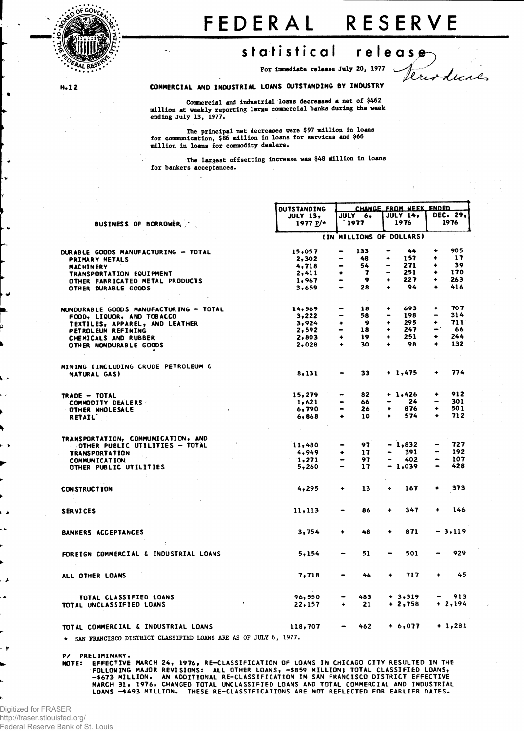# FEDERAL RESERVE

## statistical release

For immediate release July 20, 1977

H.12

### COMMERCIAL AND INDUSTRIAL LOANS OUTSTANDING BY INDUSTRY

Commercial and industrial loans decreased a net of $462 million at weekly reporting large commercial banks during the week ending July 13, 1977.

The principal net decreases were $97 million in loans for communication, $86 million in loans for services and $66 million in loans for commodity dealers.

The largest offsetting increase was $48 million in loans for bankers acceptances.

| BUSINESS OF BORROWER | OUTSTANDING JULY 13, 1977 P/* | CHANGE FROM WEEK ENDED JULY 6, 1977 | CHANGE FROM WEEK ENDED JULY 14, 1976 | CHANGE FROM WEEK ENDED DEC. 29, 1976 |
|---|---|---|---|---|
| | (IN MILLIONS OF DOLLARS) | | | |
| DURABLE GOODS MANUFACTURING - TOTAL | 15,057 | - 133 | - 44 | + 905 |
| PRIMARY METALS | 2,302 | - 48 | + 157 | + 17 |
| MACHINERY | 4,718 | - 54 | - 271 | + 39 |
| TRANSPORTATION EQUIPMENT | 2,411 | + 7 | - 251 | + 170 |
| OTHER FABRICATED METAL PRODUCTS | 1,967 | - 9 | + 227 | + 263 |
| OTHER DURABLE GOODS | 3,659 | - 28 | + 94 | + 416 |
| NONDURABLE GOODS MANUFACTURING - TOTAL | 14,569 | - 18 | + 693 | + 707 |
| FOOD, LIQUOR, AND TOBACCO | 3,222 | - 58 | - 198 | - 314 |
| TEXTILES, APPAREL, AND LEATHER | 3,924 | + 9 | + 295 | + 711 |
| PETROLEUM REFINING | 2,592 | - 18 | + 247 | - 66 |
| CHEMICALS AND RUBBER | 2,803 | + 19 | + 251 | + 244 |
| OTHER NONDURABLE GOODS | 2,028 | + 30 | + 98 | + 132 |
| MINING (INCLUDING CRUDE PETROLEUM & NATURAL GAS) | 8,131 | - 33 | + 1,475 | + 774 |
| TRADE - TOTAL | 15,279 | - 82 | + 1,426 | + 912 |
| COMMODITY DEALERS | 1,621 | - 66 | - 24 | - 301 |
| OTHER WHOLESALE | 6,790 | - 26 | + 876 | + 501 |
| RETAIL | 6,868 | + 10 | + 574 | + 712 |
| TRANSPORTATION, COMMUNICATION, AND OTHER PUBLIC UTILITIES - TOTAL | 11,480 | - 97 | - 1,832 | - 727 |
| TRANSPORTATION | 4,949 | + 17 | - 391 | - 192 |
| COMMUNICATION | 1,271 | - 97 | - 402 | - 107 |
| OTHER PUBLIC UTILITIES | 5,260 | - 17 | - 1,039 | - 428 |
| CONSTRUCTION | 4,295 | + 13 | + 167 | + 373 |
| SERVICES | 11,113 | - 86 | + 347 | + 146 |
| BANKERS ACCEPTANCES | 3,754 | + 48 | + 871 | - 3,119 |
| FOREIGN COMMERCIAL & INDUSTRIAL LOANS | 5,154 | - 51 | - 501 | - 929 |
| ALL OTHER LOANS | 7,718 | - 46 | + 717 | + 45 |
| TOTAL CLASSIFIED LOANS | 96,550 | - 483 | + 3,319 | - 913 |
| TOTAL UNCLASSIFIED LOANS | 22,157 | + 21 | + 2,758 | + 2,194 |
| TOTAL COMMERCIAL & INDUSTRIAL LOANS | 118,707 | - 462 | + 6,077 | + 1,281 |

\* SAN FRANCISCO DISTRICT CLASSIFIED LOANS ARE AS OF JULY 6, 1977.

P/ PRELIMINARY.

NOTE: EFFECTIVE MARCH 24, 1976, RE-CLASSIFICATION OF LOANS IN CHICAGO CITY RESULTED IN THE FOLLOWING MAJOR REVISIONS: ALL OTHER LOANS, -$859 MILLION; TOTAL CLASSIFIED LOANS, -$673 MILLION. AN ADDITIONAL RE-CLASSIFICATION IN SAN FRANCISCO DISTRICT EFFECTIVE MARCH 31, 1976, CHANGED TOTAL UNCLASSIFIED LOANS AND TOTAL COMMERCIAL AND INDUSTRIAL LOANS -$493 MILLION. THESE RE-CLASSIFICATIONS ARE NOT REFLECTED FOR EARLIER DATES.

Digitized for FRASER
http://fraser.stlouisfed.org/
Federal Reserve Bank of St. Louis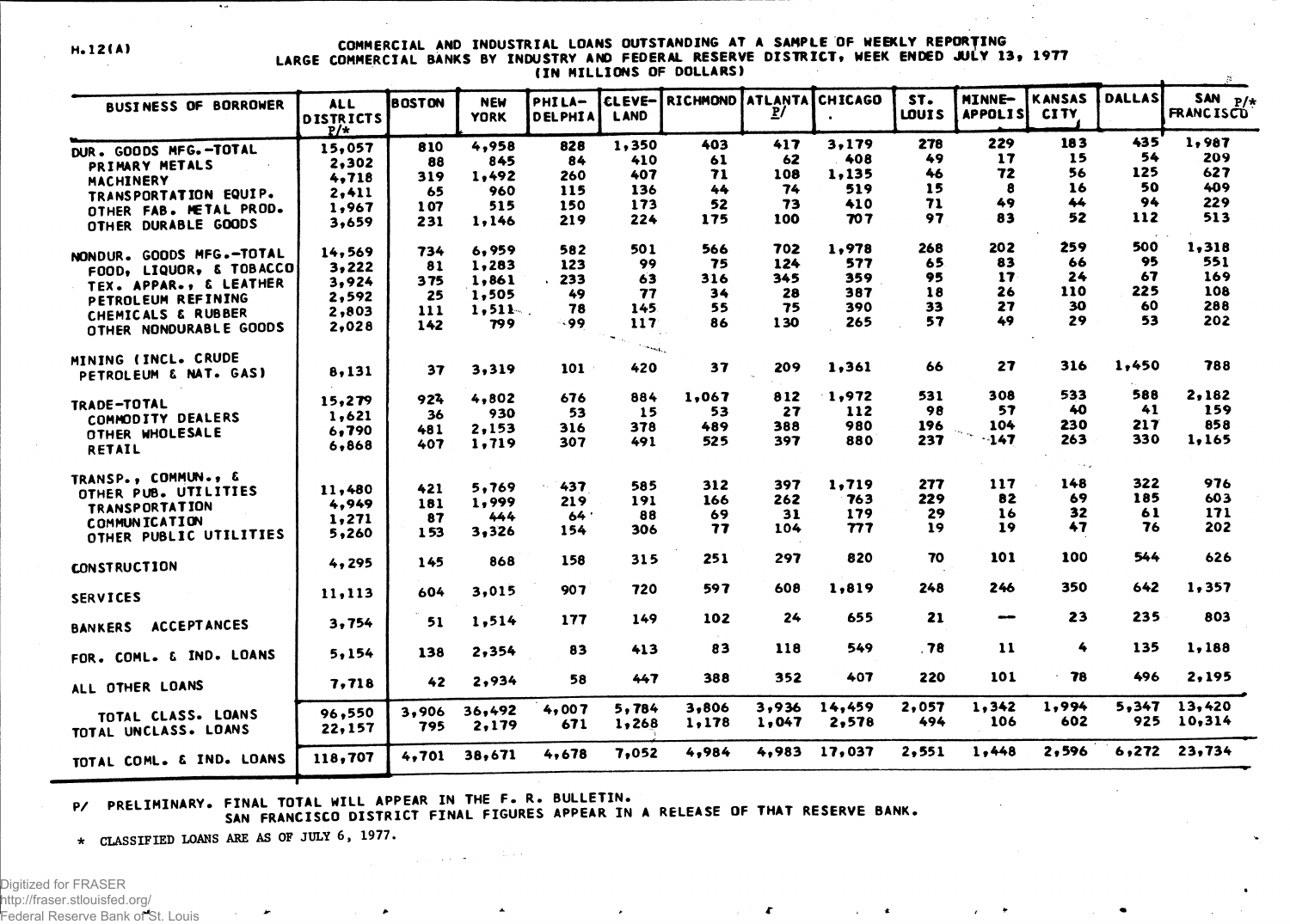H.12(A)

# COMMERCIAL AND INDUSTRIAL LOANS OUTSTANDING AT A SAMPLE OF WEEKLY REPORTING LARGE COMMERCIAL BANKS BY INDUSTRY AND FEDERAL RESERVE DISTRICT, WEEK ENDED JULY 13, 1977
(IN MILLIONS OF DOLLARS)

| BUSINESS OF BORROWER | ALL DISTRICTS P/* | BOSTON | NEW YORK | PHILA-DELPHIA | CLEVE-LAND | RICHMOND | ATLANTA P/ | CHICAGO | ST. LOUIS | MINNE-APPOLIS | KANSAS CITY | DALLAS | SAN FRANCISCO P/* |
|---|---|---|---|---|---|---|---|---|---|---|---|---|---|
| DUR. GOODS MFG.-TOTAL | 15,057 | 810 | 4,958 | 828 | 1,350 | 403 | 417 | 3,179 | 278 | 229 | 183 | 435 | 1,987 |
| PRIMARY METALS | 2,302 | 88 | 845 | 84 | 410 | 61 | 62 | 408 | 49 | 17 | 15 | 54 | 209 |
| MACHINERY | 4,718 | 319 | 1,492 | 260 | 407 | 71 | 108 | 1,135 | 46 | 72 | 56 | 125 | 627 |
| TRANSPORTATION EQUIP. | 2,411 | 65 | 960 | 115 | 136 | 44 | 74 | 519 | 15 | 8 | 16 | 50 | 409 |
| OTHER FAB. METAL PROD. | 1,967 | 107 | 515 | 150 | 173 | 52 | 73 | 410 | 71 | 49 | 44 | 94 | 229 |
| OTHER DURABLE GOODS | 3,659 | 231 | 1,146 | 219 | 224 | 175 | 100 | 707 | 97 | 83 | 52 | 112 | 513 |
| NONDUR. GOODS MFG.-TOTAL | 14,569 | 734 | 6,959 | 582 | 501 | 566 | 702 | 1,978 | 268 | 202 | 259 | 500 | 1,318 |
| FOOD, LIQUOR, & TOBACCO | 3,222 | 81 | 1,283 | 123 | 99 | 75 | 124 | 577 | 65 | 83 | 66 | 95 | 551 |
| TEX. APPAR., & LEATHER | 3,924 | 375 | 1,861 | 233 | 63 | 316 | 345 | 359 | 95 | 17 | 24 | 67 | 169 |
| PETROLEUM REFINING | 2,592 | 25 | 1,505 | 49 | 77 | 34 | 28 | 387 | 18 | 26 | 110 | 225 | 108 |
| CHEMICALS & RUBBER | 2,803 | 111 | 1,511 | 78 | 145 | 55 | 75 | 390 | 33 | 27 | 30 | 60 | 288 |
| OTHER NONDURABLE GOODS | 2,028 | 142 | 799 | 99 | 117 | 86 | 130 | 265 | 57 | 49 | 29 | 53 | 202 |
| MINING (INCL. CRUDE PETROLEUM & NAT. GAS) | 8,131 | 37 | 3,319 | 101 | 420 | 37 | 209 | 1,361 | 66 | 27 | 316 | 1,450 | 788 |
| TRADE-TOTAL | 15,279 | 924 | 4,802 | 676 | 884 | 1,067 | 812 | 1,972 | 531 | 308 | 533 | 588 | 2,182 |
| COMMODITY DEALERS | 1,621 | 36 | 930 | 53 | 15 | 53 | 27 | 112 | 98 | 57 | 40 | 41 | 159 |
| OTHER WHOLESALE | 6,790 | 481 | 2,153 | 316 | 378 | 489 | 388 | 980 | 196 | 104 | 230 | 217 | 858 |
| RETAIL | 6,868 | 407 | 1,719 | 307 | 491 | 525 | 397 | 880 | 237 | 147 | 263 | 330 | 1,165 |
| TRANSP., COMMUN., & OTHER PUB. UTILITIES | 11,480 | 421 | 5,769 | 437 | 585 | 312 | 397 | 1,719 | 277 | 117 | 148 | 322 | 976 |
| TRANSPORTATION | 4,949 | 181 | 1,999 | 219 | 191 | 166 | 262 | 763 | 229 | 82 | 69 | 185 | 603 |
| COMMUNICATION | 1,271 | 87 | 444 | 64 | 88 | 69 | 31 | 179 | 29 | 16 | 32 | 61 | 171 |
| OTHER PUBLIC UTILITIES | 5,260 | 153 | 3,326 | 154 | 306 | 77 | 104 | 777 | 19 | 19 | 47 | 76 | 202 |
| CONSTRUCTION | 4,295 | 145 | 868 | 158 | 315 | 251 | 297 | 820 | 70 | 101 | 100 | 544 | 626 |
| SERVICES | 11,113 | 604 | 3,015 | 907 | 720 | 597 | 608 | 1,819 | 248 | 246 | 350 | 642 | 1,357 |
| BANKERS ACCEPTANCES | 3,754 | 51 | 1,514 | 177 | 149 | 102 | 24 | 655 | 21 | — | 23 | 235 | 803 |
| FOR. COML. & IND. LOANS | 5,154 | 138 | 2,354 | 83 | 413 | 83 | 118 | 549 | 78 | 11 | 4 | 135 | 1,188 |
| ALL OTHER LOANS | 7,718 | 42 | 2,934 | 58 | 447 | 388 | 352 | 407 | 220 | 101 | 78 | 496 | 2,195 |
| TOTAL CLASS. LOANS | 96,550 | 3,906 | 36,492 | 4,007 | 5,784 | 3,806 | 3,936 | 14,459 | 2,057 | 1,342 | 1,994 | 5,347 | 13,420 |
| TOTAL UNCLASS. LOANS | 22,157 | 795 | 2,179 | 671 | 1,268 | 1,178 | 1,047 | 2,578 | 494 | 106 | 602 | 925 | 10,314 |
| TOTAL COML. & IND. LOANS | 118,707 | 4,701 | 38,671 | 4,678 | 7,052 | 4,984 | 4,983 | 17,037 | 2,551 | 1,448 | 2,596 | 6,272 | 23,734 |

P/ PRELIMINARY. FINAL TOTAL WILL APPEAR IN THE F. R. BULLETIN.
SAN FRANCISCO DISTRICT FINAL FIGURES APPEAR IN A RELEASE OF THAT RESERVE BANK.

\* CLASSIFIED LOANS ARE AS OF JULY 6, 1977.

Digitized for FRASER
http://fraser.stlouisfed.org/
Federal Reserve Bank of St. Louis